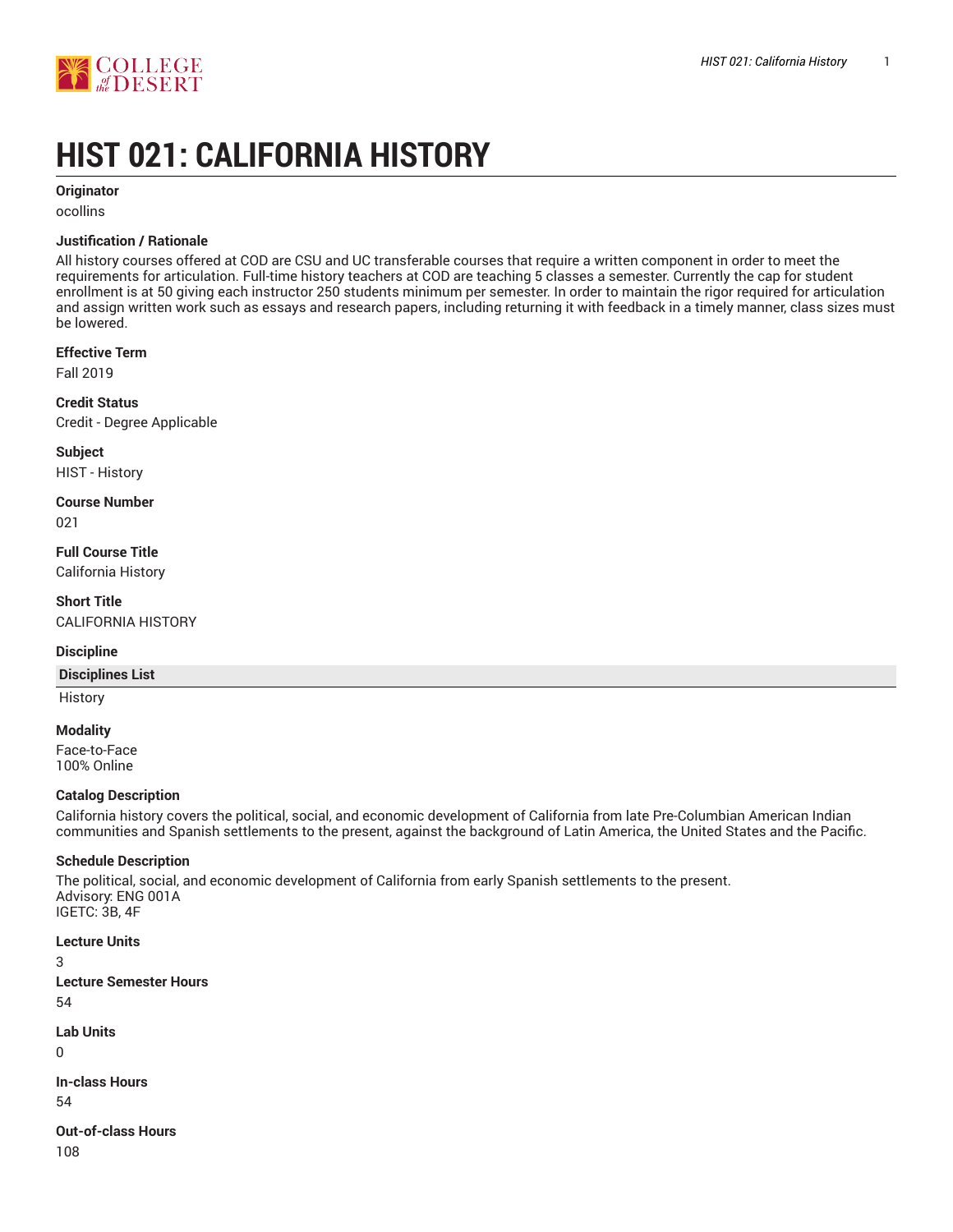# HIST 021: CALIFORNIA HISTORY

**Originator**

ocollins

**Justification / Rationale**

All history courses offered at COD are CSU and UC transferable courses that require a written component in order to meet the requirements for articulation. Full-time history teachers at COD are teaching 5 classes a semester. Currently the cap for student enrollment is at 50 giving each instructor 250 students minimum per semester. In order to maintain the rigor required for articulation and assign written work such as essays and research papers, including returning it with feedback in a timely manner, class sizes must be lowered.

**Effective Term**

Fall 2019

**Credit Status**

Credit - Degree Applicable

**Subject**

HIST - History

**Course Number**

021

**Full Course Title**

California History

**Short Title**

CALIFORNIA HISTORY

**Discipline**

| Disciplines List |
|---|
| History |

**Modality**

Face-to-Face
100% Online

**Catalog Description**

California history covers the political, social, and economic development of California from late Pre-Columbian American Indian communities and Spanish settlements to the present, against the background of Latin America, the United States and the Pacific.

**Schedule Description**

The political, social, and economic development of California from early Spanish settlements to the present.
Advisory: ENG 001A
IGETC: 3B, 4F

**Lecture Units**

3

**Lecture Semester Hours**

54

**Lab Units**

0

**In-class Hours**

54

**Out-of-class Hours**

108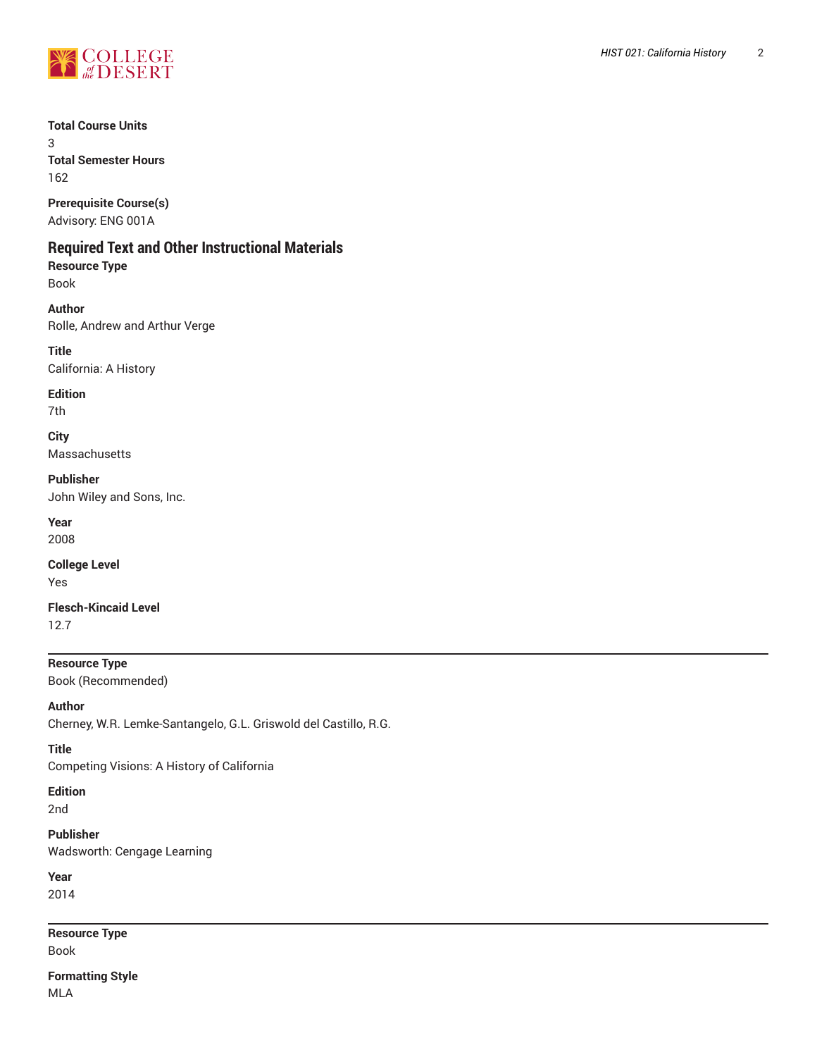**Total Course Units**
3
**Total Semester Hours**
162

**Prerequisite Course(s)**
Advisory: ENG 001A

## Required Text and Other Instructional Materials

**Resource Type**
Book

**Author**
Rolle, Andrew and Arthur Verge

**Title**
California: A History

**Edition**
7th

**City**
Massachusetts

**Publisher**
John Wiley and Sons, Inc.

**Year**
2008

**College Level**
Yes

**Flesch-Kincaid Level**
12.7

---

**Resource Type**
Book (Recommended)

**Author**
Cherney, W.R. Lemke-Santangelo, G.L. Griswold del Castillo, R.G.

**Title**
Competing Visions: A History of California

**Edition**
2nd

**Publisher**
Wadsworth: Cengage Learning

**Year**
2014

---

**Resource Type**
Book

**Formatting Style**
MLA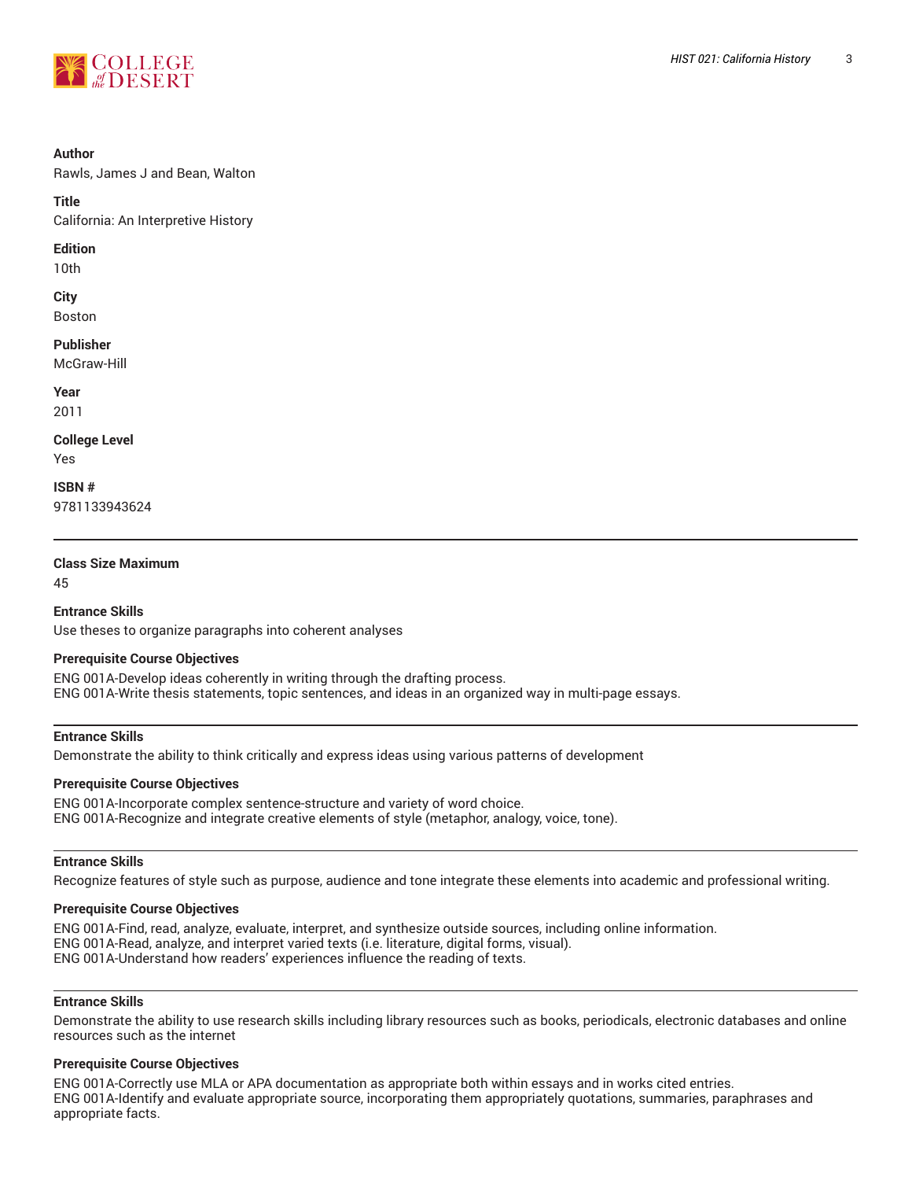**Author**
Rawls, James J and Bean, Walton

**Title**
California: An Interpretive History

**Edition**
10th

**City**
Boston

**Publisher**
McGraw-Hill

**Year**
2011

**College Level**
Yes

**ISBN #**
9781133943624

---

**Class Size Maximum**
45

**Entrance Skills**
Use theses to organize paragraphs into coherent analyses

**Prerequisite Course Objectives**
ENG 001A-Develop ideas coherently in writing through the drafting process.
ENG 001A-Write thesis statements, topic sentences, and ideas in an organized way in multi-page essays.

---

**Entrance Skills**
Demonstrate the ability to think critically and express ideas using various patterns of development

**Prerequisite Course Objectives**
ENG 001A-Incorporate complex sentence-structure and variety of word choice.
ENG 001A-Recognize and integrate creative elements of style (metaphor, analogy, voice, tone).

---

**Entrance Skills**
Recognize features of style such as purpose, audience and tone integrate these elements into academic and professional writing.

**Prerequisite Course Objectives**
ENG 001A-Find, read, analyze, evaluate, interpret, and synthesize outside sources, including online information.
ENG 001A-Read, analyze, and interpret varied texts (i.e. literature, digital forms, visual).
ENG 001A-Understand how readers' experiences influence the reading of texts.

---

**Entrance Skills**
Demonstrate the ability to use research skills including library resources such as books, periodicals, electronic databases and online resources such as the internet

**Prerequisite Course Objectives**
ENG 001A-Correctly use MLA or APA documentation as appropriate both within essays and in works cited entries.
ENG 001A-Identify and evaluate appropriate source, incorporating them appropriately quotations, summaries, paraphrases and appropriate facts.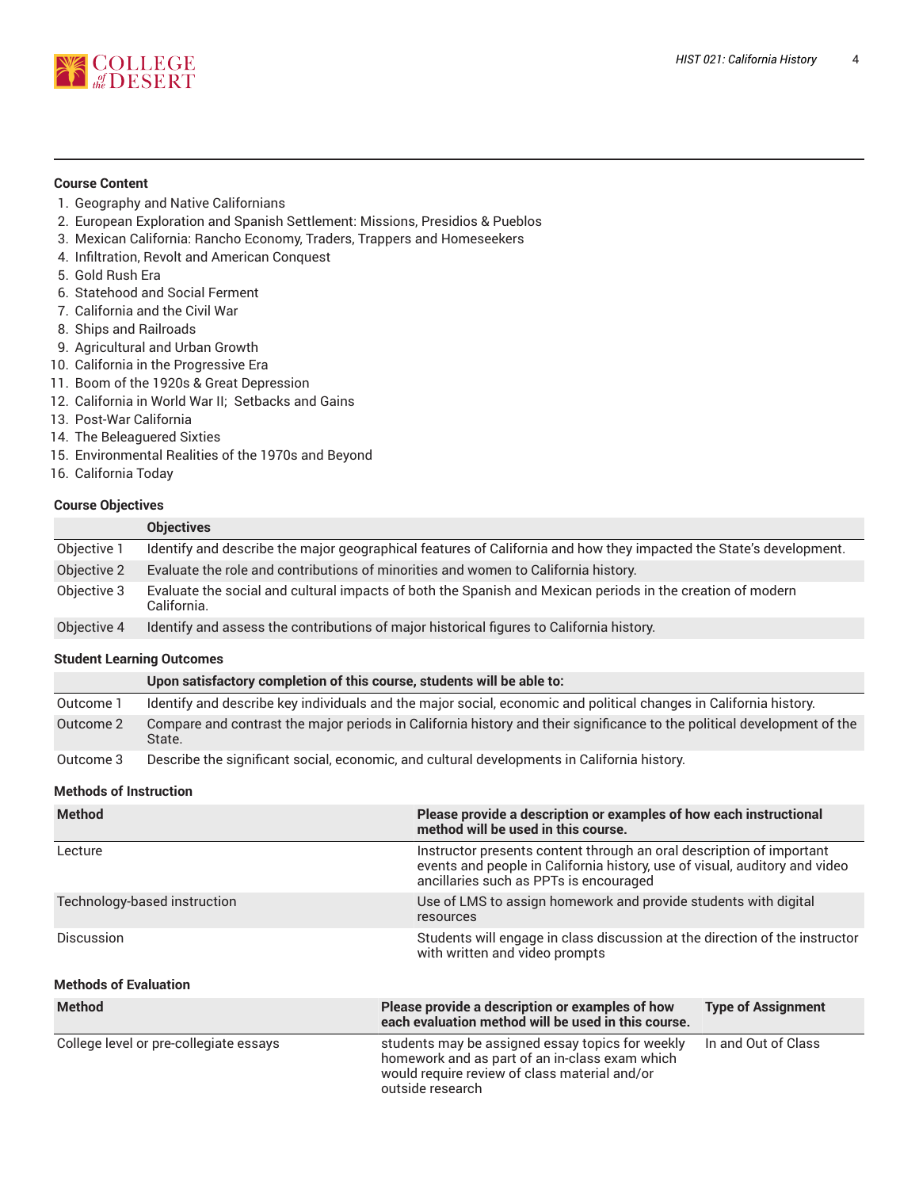### Course Content

1. Geography and Native Californians
2. European Exploration and Spanish Settlement: Missions, Presidios & Pueblos
3. Mexican California: Rancho Economy, Traders, Trappers and Homeseekers
4. Infiltration, Revolt and American Conquest
5. Gold Rush Era
6. Statehood and Social Ferment
7. California and the Civil War
8. Ships and Railroads
9. Agricultural and Urban Growth
10. California in the Progressive Era
11. Boom of the 1920s & Great Depression
12. California in World War II; Setbacks and Gains
13. Post-War California
14. The Beleaguered Sixties
15. Environmental Realities of the 1970s and Beyond
16. California Today

### Course Objectives

| | Objectives |
|---|---|
| Objective 1 | Identify and describe the major geographical features of California and how they impacted the State's development. |
| Objective 2 | Evaluate the role and contributions of minorities and women to California history. |
| Objective 3 | Evaluate the social and cultural impacts of both the Spanish and Mexican periods in the creation of modern California. |
| Objective 4 | Identify and assess the contributions of major historical figures to California history. |

### Student Learning Outcomes

| | Upon satisfactory completion of this course, students will be able to: |
|---|---|
| Outcome 1 | Identify and describe key individuals and the major social, economic and political changes in California history. |
| Outcome 2 | Compare and contrast the major periods in California history and their significance to the political development of the State. |
| Outcome 3 | Describe the significant social, economic, and cultural developments in California history. |

### Methods of Instruction

| Method | Please provide a description or examples of how each instructional method will be used in this course. |
|---|---|
| Lecture | Instructor presents content through an oral description of important events and people in California history, use of visual, auditory and video ancillaries such as PPTs is encouraged |
| Technology-based instruction | Use of LMS to assign homework and provide students with digital resources |
| Discussion | Students will engage in class discussion at the direction of the instructor with written and video prompts |

### Methods of Evaluation

| Method | Please provide a description or examples of how each evaluation method will be used in this course. | Type of Assignment |
|---|---|---|
| College level or pre-collegiate essays | students may be assigned essay topics for weekly homework and as part of an in-class exam which would require review of class material and/or outside research | In and Out of Class |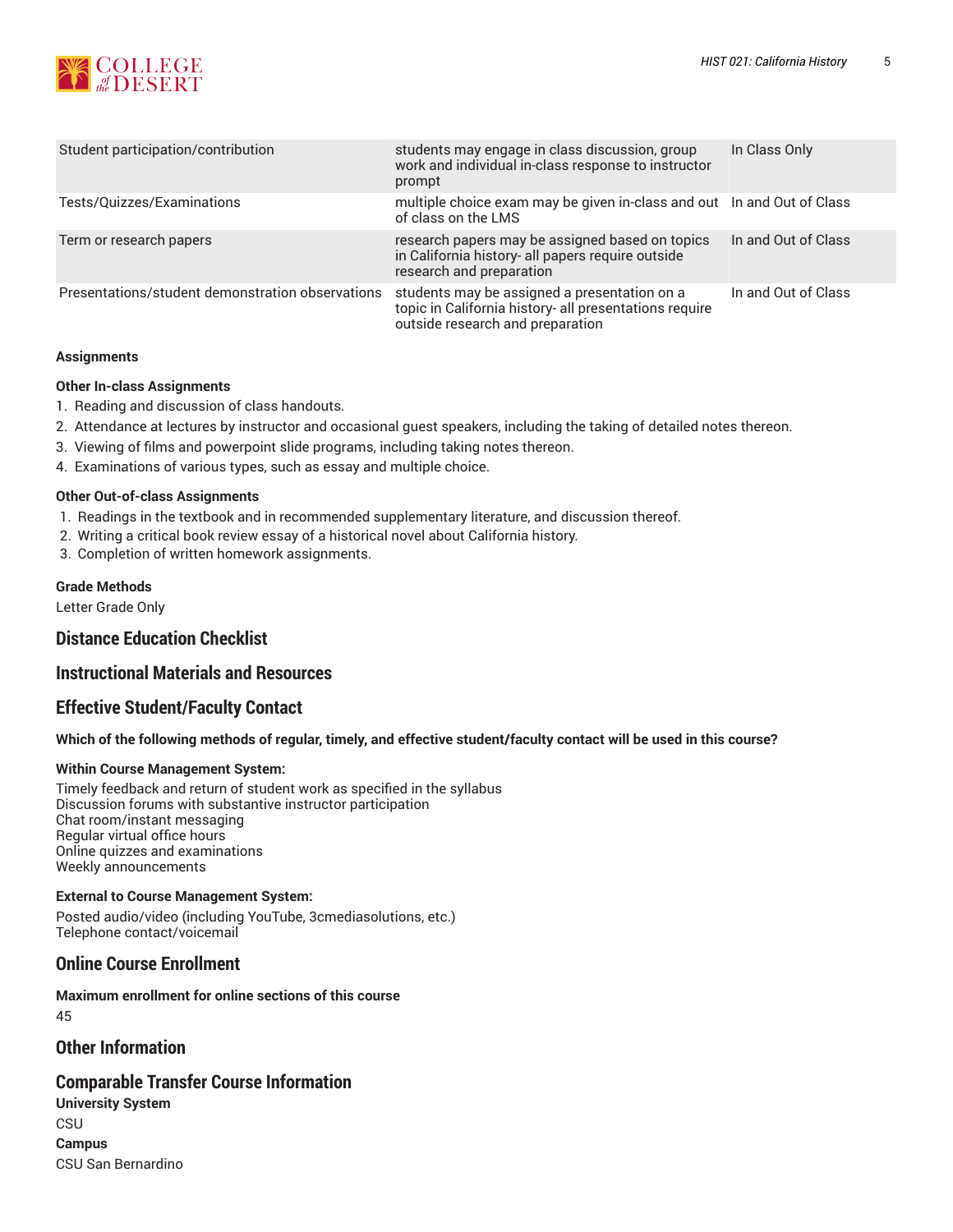| | | |
|---|---|---|
| Student participation/contribution | students may engage in class discussion, group work and individual in-class response to instructor prompt | In Class Only |
| Tests/Quizzes/Examinations | multiple choice exam may be given in-class and out of class on the LMS | In and Out of Class |
| Term or research papers | research papers may be assigned based on topics in California history- all papers require outside research and preparation | In and Out of Class |
| Presentations/student demonstration observations | students may be assigned a presentation on a topic in California history- all presentations require outside research and preparation | In and Out of Class |

**Assignments**

**Other In-class Assignments**

1. Reading and discussion of class handouts.
2. Attendance at lectures by instructor and occasional guest speakers, including the taking of detailed notes thereon.
3. Viewing of films and powerpoint slide programs, including taking notes thereon.
4. Examinations of various types, such as essay and multiple choice.

**Other Out-of-class Assignments**

1. Readings in the textbook and in recommended supplementary literature, and discussion thereof.
2. Writing a critical book review essay of a historical novel about California history.
3. Completion of written homework assignments.

**Grade Methods**

Letter Grade Only

## Distance Education Checklist

## Instructional Materials and Resources

## Effective Student/Faculty Contact

**Which of the following methods of regular, timely, and effective student/faculty contact will be used in this course?**

**Within Course Management System:**

Timely feedback and return of student work as specified in the syllabus
Discussion forums with substantive instructor participation
Chat room/instant messaging
Regular virtual office hours
Online quizzes and examinations
Weekly announcements

**External to Course Management System:**

Posted audio/video (including YouTube, 3cmediasolutions, etc.)
Telephone contact/voicemail

## Online Course Enrollment

**Maximum enrollment for online sections of this course**

45

## Other Information

## Comparable Transfer Course Information

**University System**

CSU

**Campus**

CSU San Bernardino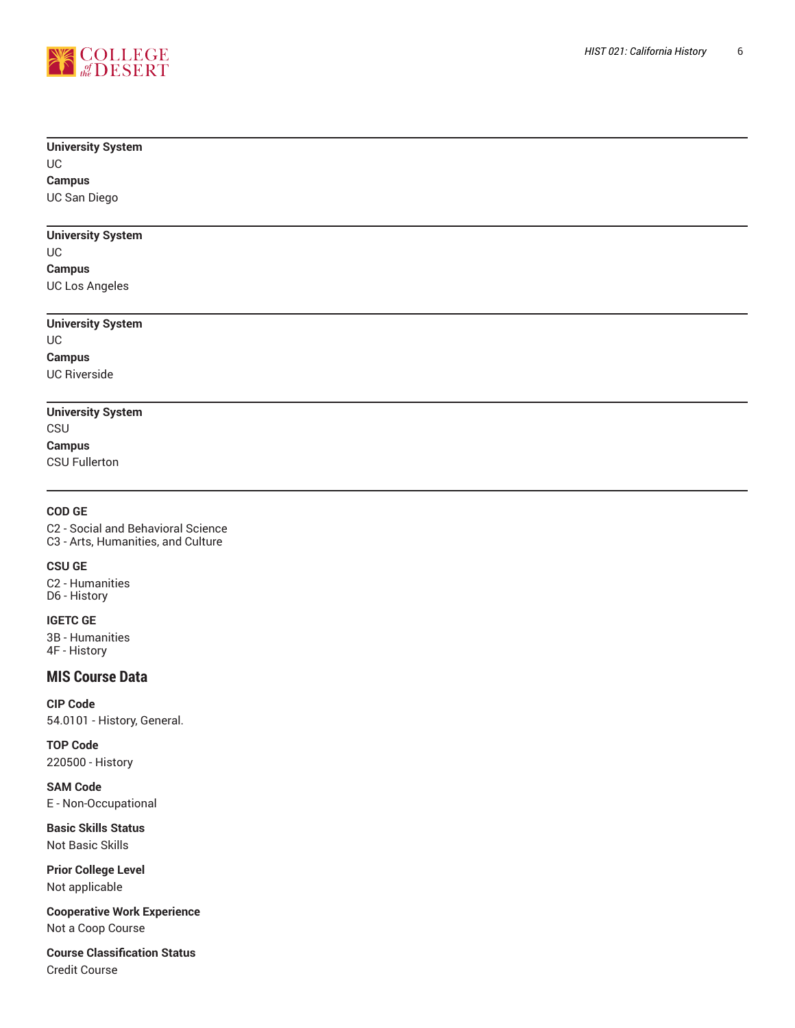**University System**

UC

**Campus**

UC San Diego

---

**University System**

UC

**Campus**

UC Los Angeles

---

**University System**

UC

**Campus**

UC Riverside

---

**University System**

CSU

**Campus**

CSU Fullerton

---

**COD GE**

C2 - Social and Behavioral Science
C3 - Arts, Humanities, and Culture

**CSU GE**

C2 - Humanities
D6 - History

**IGETC GE**

3B - Humanities
4F - History

## MIS Course Data

**CIP Code**

54.0101 - History, General.

**TOP Code**

220500 - History

**SAM Code**

E - Non-Occupational

**Basic Skills Status**

Not Basic Skills

**Prior College Level**

Not applicable

**Cooperative Work Experience**

Not a Coop Course

**Course Classification Status**

Credit Course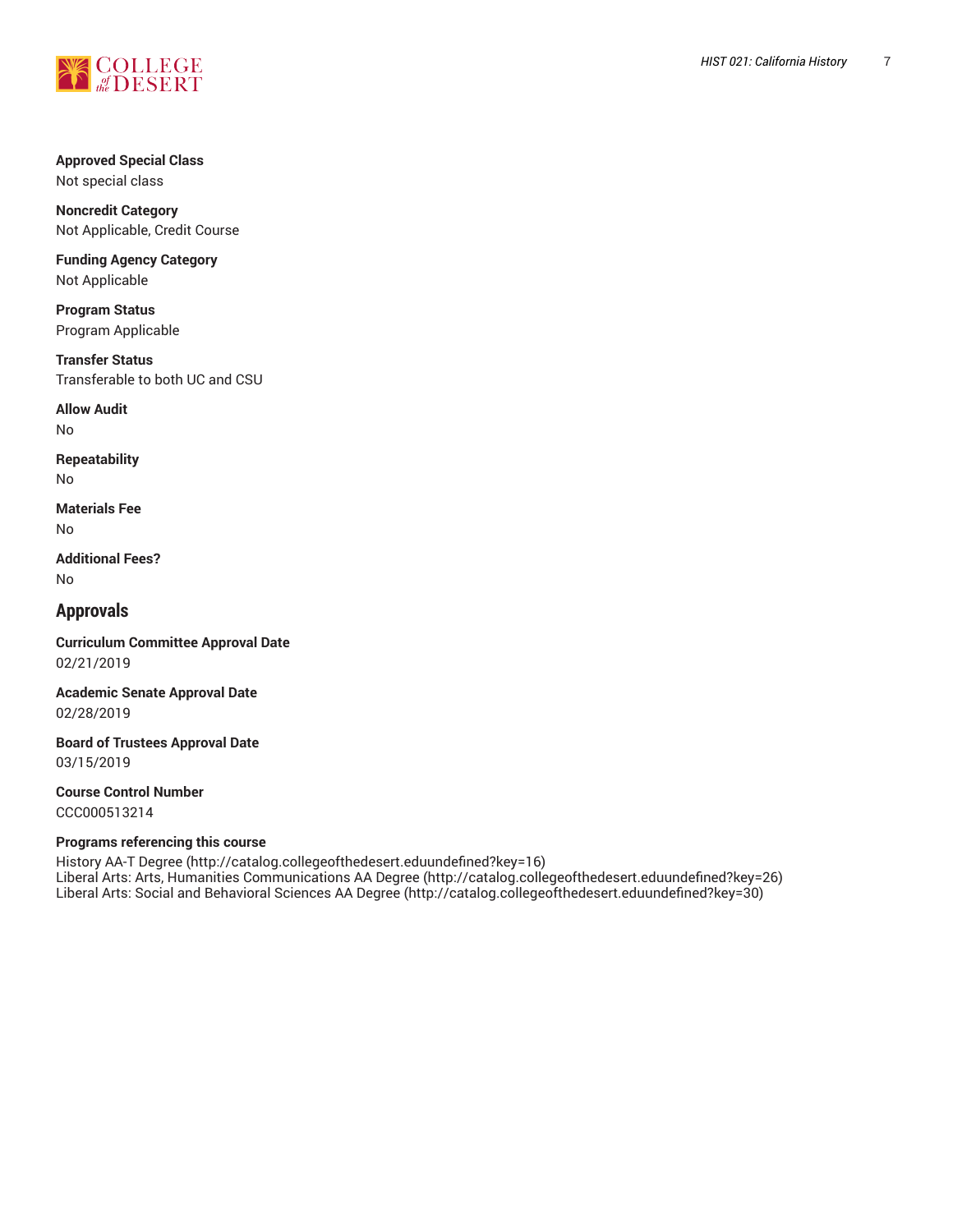**Approved Special Class**
Not special class

**Noncredit Category**
Not Applicable, Credit Course

**Funding Agency Category**
Not Applicable

**Program Status**
Program Applicable

**Transfer Status**
Transferable to both UC and CSU

**Allow Audit**
No

**Repeatability**
No

**Materials Fee**
No

**Additional Fees?**
No

## Approvals

**Curriculum Committee Approval Date**
02/21/2019

**Academic Senate Approval Date**
02/28/2019

**Board of Trustees Approval Date**
03/15/2019

**Course Control Number**
CCC000513214

**Programs referencing this course**
History AA-T Degree (http://catalog.collegeofthedesert.eduundefined?key=16)
Liberal Arts: Arts, Humanities Communications AA Degree (http://catalog.collegeofthedesert.eduundefined?key=26)
Liberal Arts: Social and Behavioral Sciences AA Degree (http://catalog.collegeofthedesert.eduundefined?key=30)